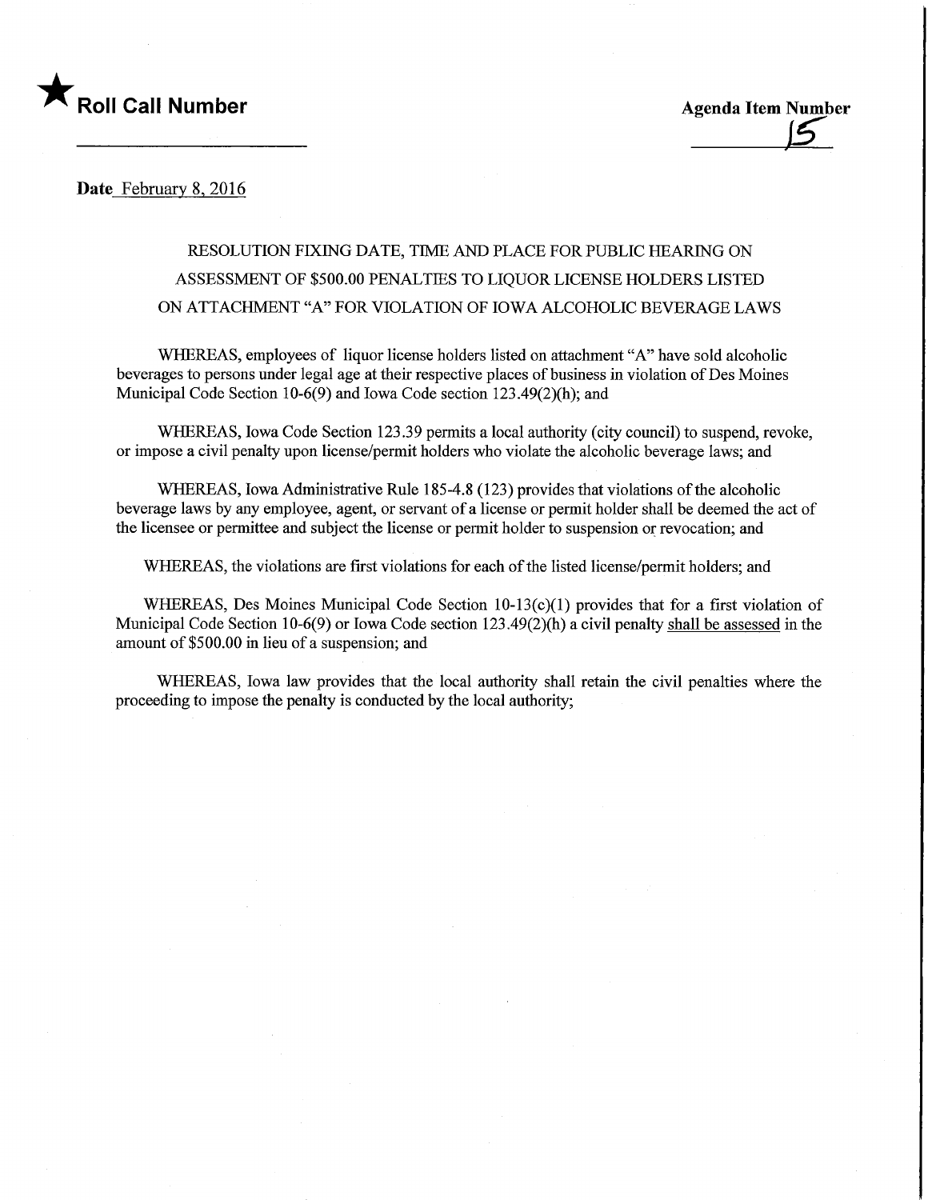★ **Roll Call Number**

**Agenda Item Number**
15

**Date** February 8, 2016

RESOLUTION FIXING DATE, TIME AND PLACE FOR PUBLIC HEARING ON ASSESSMENT OF $500.00 PENALTIES TO LIQUOR LICENSE HOLDERS LISTED ON ATTACHMENT "A" FOR VIOLATION OF IOWA ALCOHOLIC BEVERAGE LAWS

WHEREAS, employees of liquor license holders listed on attachment "A" have sold alcoholic beverages to persons under legal age at their respective places of business in violation of Des Moines Municipal Code Section 10-6(9) and Iowa Code section 123.49(2)(h); and

WHEREAS, Iowa Code Section 123.39 permits a local authority (city council) to suspend, revoke, or impose a civil penalty upon license/permit holders who violate the alcoholic beverage laws; and

WHEREAS, Iowa Administrative Rule 185-4.8 (123) provides that violations of the alcoholic beverage laws by any employee, agent, or servant of a license or permit holder shall be deemed the act of the licensee or permittee and subject the license or permit holder to suspension or revocation; and

WHEREAS, the violations are first violations for each of the listed license/permit holders; and

WHEREAS, Des Moines Municipal Code Section 10-13(c)(1) provides that for a first violation of Municipal Code Section 10-6(9) or Iowa Code section 123.49(2)(h) a civil penalty shall be assessed in the amount of $500.00 in lieu of a suspension; and

WHEREAS, Iowa law provides that the local authority shall retain the civil penalties where the proceeding to impose the penalty is conducted by the local authority;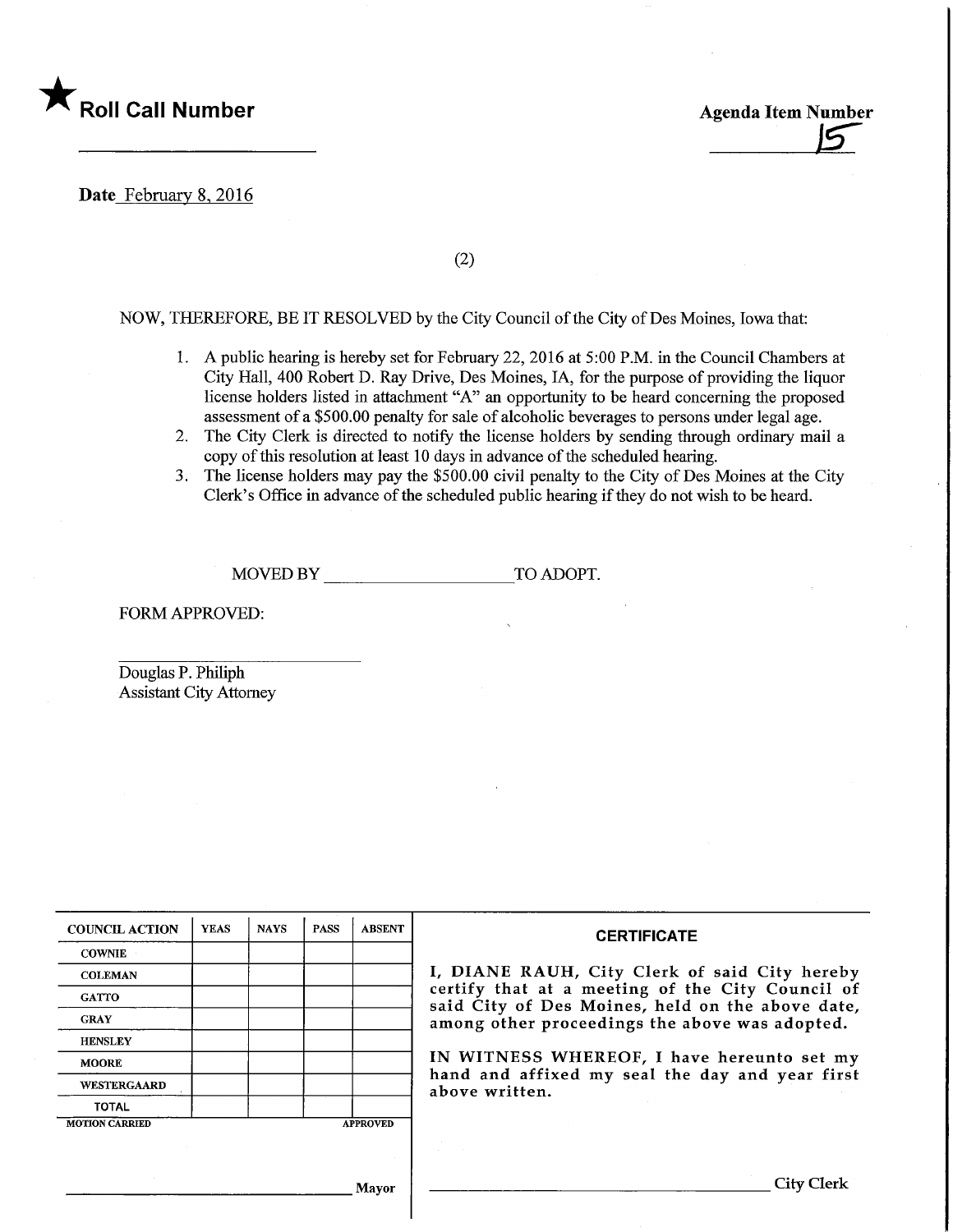★ **Roll Call Number**

**Agenda Item Number**

15

**Date** February 8, 2016

(2)

NOW, THEREFORE, BE IT RESOLVED by the City Council of the City of Des Moines, Iowa that:

1. A public hearing is hereby set for February 22, 2016 at 5:00 P.M. in the Council Chambers at City Hall, 400 Robert D. Ray Drive, Des Moines, IA, for the purpose of providing the liquor license holders listed in attachment "A" an opportunity to be heard concerning the proposed assessment of a $500.00 penalty for sale of alcoholic beverages to persons under legal age.
2. The City Clerk is directed to notify the license holders by sending through ordinary mail a copy of this resolution at least 10 days in advance of the scheduled hearing.
3. The license holders may pay the $500.00 civil penalty to the City of Des Moines at the City Clerk's Office in advance of the scheduled public hearing if they do not wish to be heard.

MOVED BY ____________________ TO ADOPT.

FORM APPROVED:

Douglas P. Philiph
Assistant City Attorney

| COUNCIL ACTION | YEAS | NAYS | PASS | ABSENT |
|---|---|---|---|---|
| COWNIE | | | | |
| COLEMAN | | | | |
| GATTO | | | | |
| GRAY | | | | |
| HENSLEY | | | | |
| MOORE | | | | |
| WESTERGAARD | | | | |
| TOTAL | | | | |
| MOTION CARRIED | | | | APPROVED |

______________________________ Mayor

**CERTIFICATE**

I, DIANE RAUH, City Clerk of said City hereby certify that at a meeting of the City Council of said City of Des Moines, held on the above date, among other proceedings the above was adopted.

IN WITNESS WHEREOF, I have hereunto set my hand and affixed my seal the day and year first above written.

______________________________ City Clerk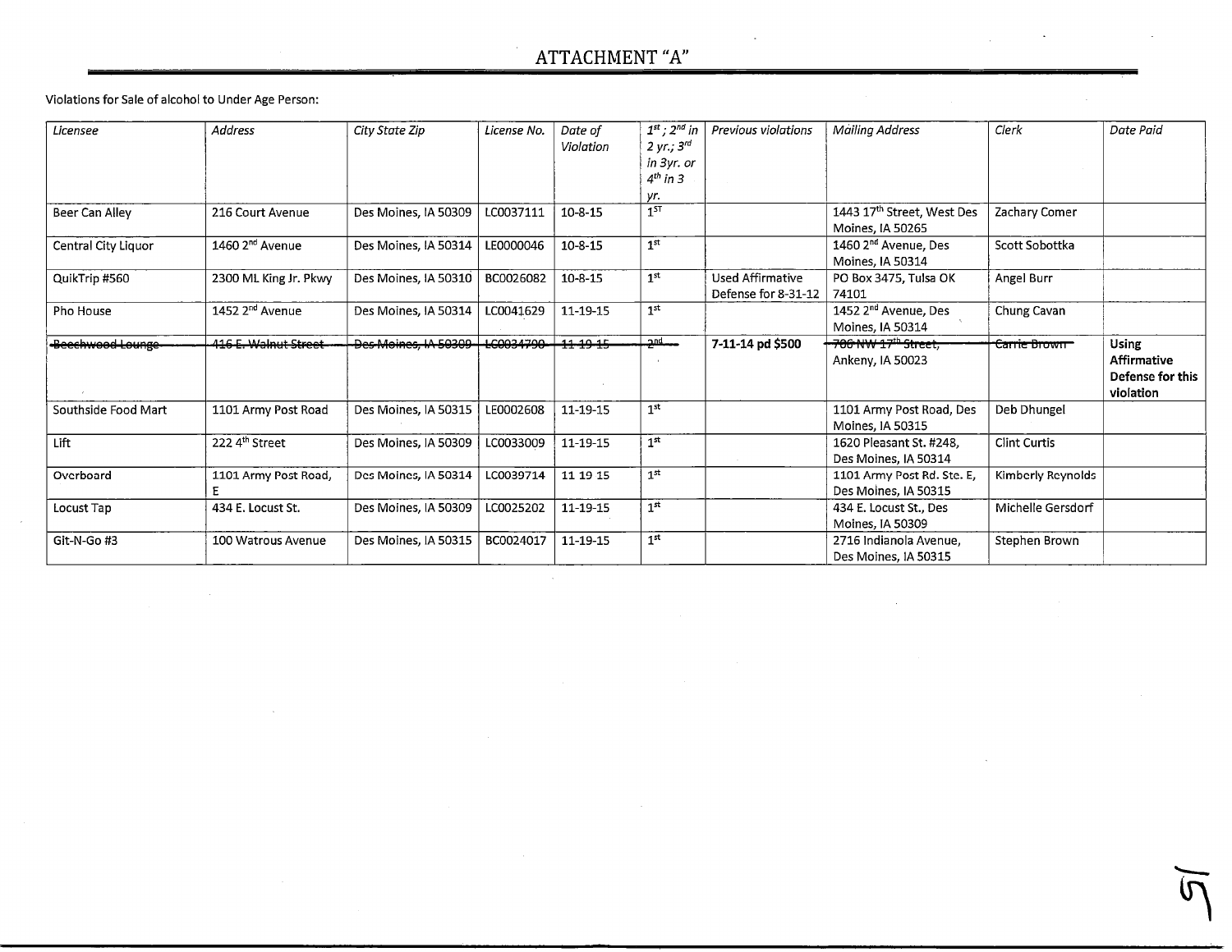# ATTACHMENT "A"

Violations for Sale of alcohol to Under Age Person:

| *Licensee* | *Address* | *City State Zip* | *License No.* | *Date of Violation* | *1st ; 2nd in 2 yr.; 3rd in 3yr. or 4th in 3 yr.* | *Previous violations* | *Mailing Address* | *Clerk* | *Date Paid* |
|---|---|---|---|---|---|---|---|---|---|
| Beer Can Alley | 216 Court Avenue | Des Moines, IA 50309 | LC0037111 | 10-8-15 | 1ST | | 1443 17th Street, West Des Moines, IA 50265 | Zachary Comer | |
| Central City Liquor | 1460 2nd Avenue | Des Moines, IA 50314 | LE0000046 | 10-8-15 | 1st | | 1460 2nd Avenue, Des Moines, IA 50314 | Scott Sobottka | |
| QuikTrip #560 | 2300 ML King Jr. Pkwy | Des Moines, IA 50310 | BC0026082 | 10-8-15 | 1st | Used Affirmative Defense for 8-31-12 | PO Box 3475, Tulsa OK 74101 | Angel Burr | |
| Pho House | 1452 2nd Avenue | Des Moines, IA 50314 | LC0041629 | 11-19-15 | 1st | | 1452 2nd Avenue, Des Moines, IA 50314 | Chung Cavan | |
| ~~Beechwood Lounge~~ | ~~416 E. Walnut Street~~ | ~~Des Moines, IA 50309~~ | ~~LC0034790~~ | ~~11-19-15~~ | ~~2nd~~ | **7-11-14 pd $500** | ~~706 NW 17th Street,~~ Ankeny, IA 50023 | ~~Carrie Brown~~ | **Using Affirmative Defense for this violation** |
| Southside Food Mart | 1101 Army Post Road | Des Moines, IA 50315 | LE0002608 | 11-19-15 | 1st | | 1101 Army Post Road, Des Moines, IA 50315 | Deb Dhungel | |
| Lift | 222 4th Street | Des Moines, IA 50309 | LC0033009 | 11-19-15 | 1st | | 1620 Pleasant St. #248, Des Moines, IA 50314 | Clint Curtis | |
| Overboard | 1101 Army Post Road, E | Des Moines, IA 50314 | LC0039714 | 11 19 15 | 1st | | 1101 Army Post Rd. Ste. E, Des Moines, IA 50315 | Kimberly Reynolds | |
| Locust Tap | 434 E. Locust St. | Des Moines, IA 50309 | LC0025202 | 11-19-15 | 1st | | 434 E. Locust St., Des Moines, IA 50309 | Michelle Gersdorf | |
| Git-N-Go #3 | 100 Watrous Avenue | Des Moines, IA 50315 | BC0024017 | 11-19-15 | 1st | | 2716 Indianola Avenue, Des Moines, IA 50315 | Stephen Brown | |